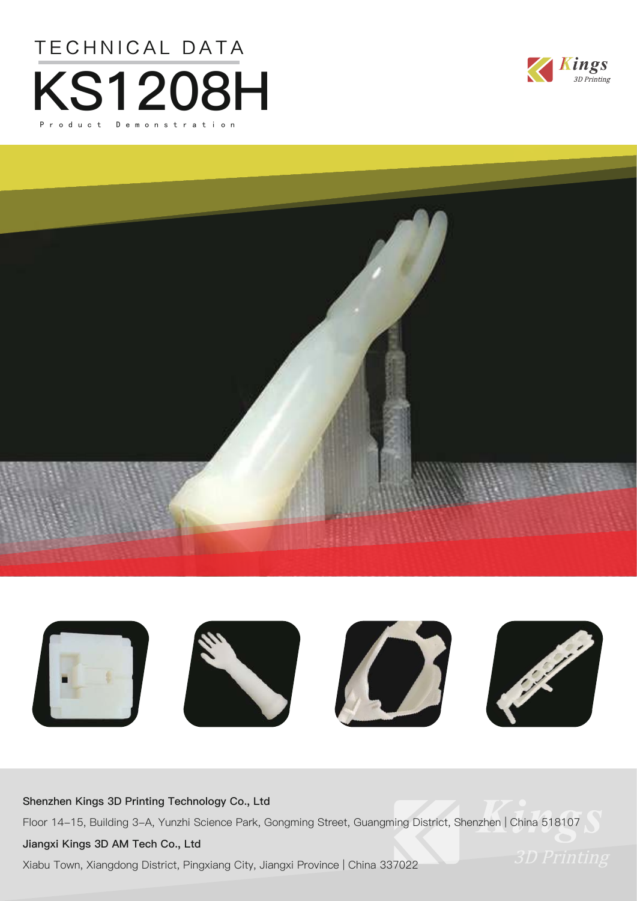TECHNICAL DATA

# KS1208H

Product Demonstration

**Shenzhen Kings 3D Printing Technology Co., Ltd**

Floor 14–15, Building 3–A, Yunzhi Science Park, Gongming Street, Guangming District, Shenzhen | China 518107

**Jiangxi Kings 3D AM Tech Co., Ltd**

Xiabu Town, Xiangdong District, Pingxiang City, Jiangxi Province | China 337022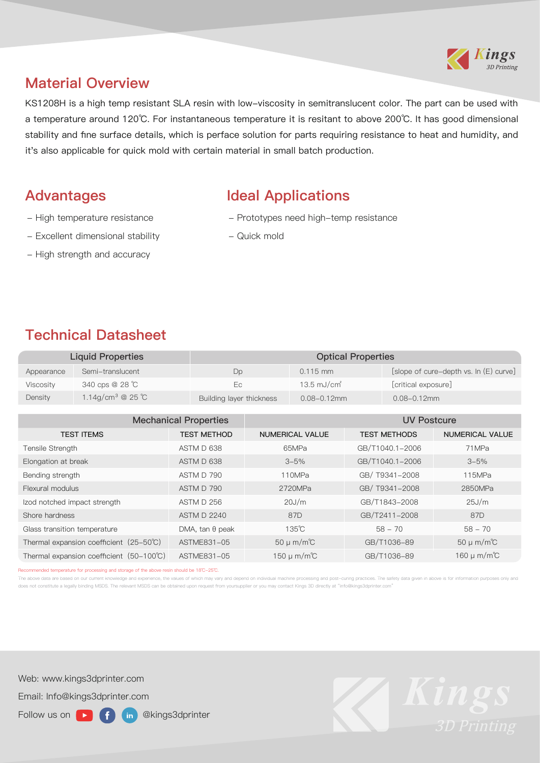## Material Overview

KS1208H is a high temp resistant SLA resin with low-viscosity in semitranslucent color. The part can be used with a temperature around 120℃. For instantaneous temperature it is resitant to above 200℃. It has good dimensional stability and fine surface details, which is perface solution for parts requiring resistance to heat and humidity, and it's also applicable for quick mold with certain material in small batch production.

## Advantages

- High temperature resistance
- Excellent dimensional stability
- High strength and accuracy

## Ideal Applications

- Prototypes need high-temp resistance
- Quick mold

## Technical Datasheet

| Liquid Properties | | Optical Properties | | |
|---|---|---|---|---|
| Appearance | Semi-translucent | Dp | 0.115 mm | [slope of cure-depth vs. ln (E) curve] |
| Viscosity | 340 cps @ 28 ℃ | Ec | 13.5 mJ/cm² | [critical exposure] |
| Density | 1.14g/cm³ @ 25 ℃ | Building layer thickness | 0.08-0.12mm | 0.08-0.12mm |

| Mechanical Properties | | | UV Postcure | |
|---|---|---|---|---|
| TEST ITEMS | TEST METHOD | NUMERICAL VALUE | TEST METHODS | NUMERICAL VALUE |
| Tensile Strength | ASTM D 638 | 65MPa | GB/T1040.1-2006 | 71MPa |
| Elongation at break | ASTM D 638 | 3-5% | GB/T1040.1-2006 | 3-5% |
| Bending strength | ASTM D 790 | 110MPa | GB/ T9341-2008 | 115MPa |
| Flexural modulus | ASTM D 790 | 2720MPa | GB/ T9341-2008 | 2850MPa |
| Izod notched impact strength | ASTM D 256 | 20J/m | GB/T1843-2008 | 25J/m |
| Shore hardness | ASTM D 2240 | 87D | GB/T2411-2008 | 87D |
| Glass transition temperature | DMA, tan θ peak | 135℃ | 58 - 70 | 58 - 70 |
| Thermal expansion coefficient (25-50℃) | ASTME831-05 | 50 μ m/m℃ | GB/T1036-89 | 50 μ m/m℃ |
| Thermal expansion coefficient (50-100℃) | ASTME831-05 | 150 μ m/m℃ | GB/T1036-89 | 160 μ m/m℃ |

Recommended temperature for processing and storage of the above resin should be 18℃-25℃.

The above data are based on our current knowledge and experience, the values of which may vary and depend on individual machine processing and post-curing practices. The safety data given in above is for information purposes only and does not constitute a legally binding MSDS. The relevant MSDS can be obtained upon request from yoursupplier or you may contact Kings 3D directly at "info@kings3dprinter.com"

Web: www.kings3dprinter.com

Email: Info@kings3dprinter.com

Follow us on @kings3dprinter